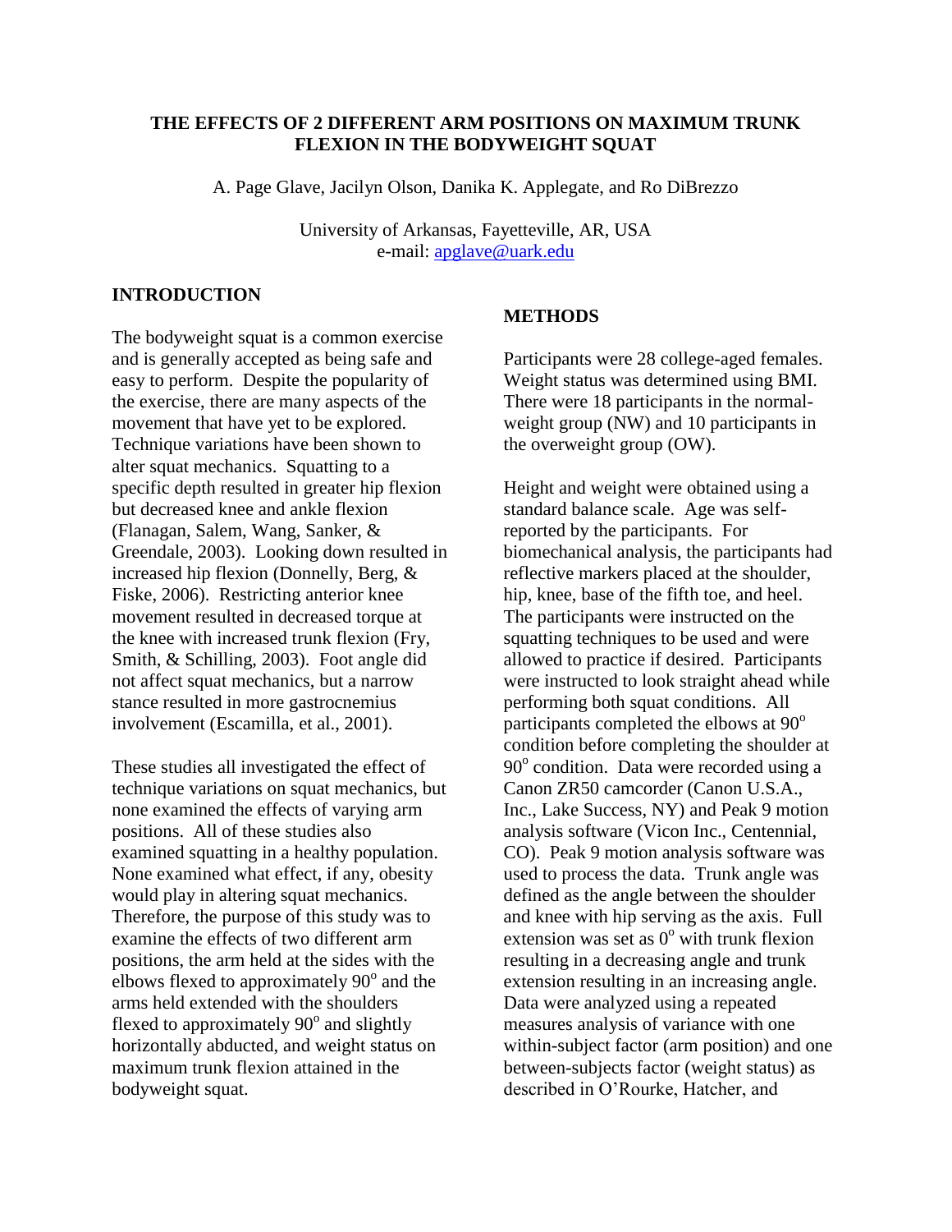# THE EFFECTS OF 2 DIFFERENT ARM POSITIONS ON MAXIMUM TRUNK FLEXION IN THE BODYWEIGHT SQUAT

A. Page Glave, Jacilyn Olson, Danika K. Applegate, and Ro DiBrezzo

University of Arkansas, Fayetteville, AR, USA
e-mail: apglave@uark.edu

## INTRODUCTION

The bodyweight squat is a common exercise and is generally accepted as being safe and easy to perform. Despite the popularity of the exercise, there are many aspects of the movement that have yet to be explored. Technique variations have been shown to alter squat mechanics. Squatting to a specific depth resulted in greater hip flexion but decreased knee and ankle flexion (Flanagan, Salem, Wang, Sanker, & Greendale, 2003). Looking down resulted in increased hip flexion (Donnelly, Berg, & Fiske, 2006). Restricting anterior knee movement resulted in decreased torque at the knee with increased trunk flexion (Fry, Smith, & Schilling, 2003). Foot angle did not affect squat mechanics, but a narrow stance resulted in more gastrocnemius involvement (Escamilla, et al., 2001).

These studies all investigated the effect of technique variations on squat mechanics, but none examined the effects of varying arm positions. All of these studies also examined squatting in a healthy population. None examined what effect, if any, obesity would play in altering squat mechanics. Therefore, the purpose of this study was to examine the effects of two different arm positions, the arm held at the sides with the elbows flexed to approximately $90^{o}$ and the arms held extended with the shoulders flexed to approximately $90^{o}$ and slightly horizontally abducted, and weight status on maximum trunk flexion attained in the bodyweight squat.

## METHODS

Participants were 28 college-aged females. Weight status was determined using BMI. There were 18 participants in the normal-weight group (NW) and 10 participants in the overweight group (OW).

Height and weight were obtained using a standard balance scale. Age was self-reported by the participants. For biomechanical analysis, the participants had reflective markers placed at the shoulder, hip, knee, base of the fifth toe, and heel. The participants were instructed on the squatting techniques to be used and were allowed to practice if desired. Participants were instructed to look straight ahead while performing both squat conditions. All participants completed the elbows at $90^{o}$ condition before completing the shoulder at $90^{o}$ condition. Data were recorded using a Canon ZR50 camcorder (Canon U.S.A., Inc., Lake Success, NY) and Peak 9 motion analysis software (Vicon Inc., Centennial, CO). Peak 9 motion analysis software was used to process the data. Trunk angle was defined as the angle between the shoulder and knee with hip serving as the axis. Full extension was set as $0^{o}$ with trunk flexion resulting in a decreasing angle and trunk extension resulting in an increasing angle. Data were analyzed using a repeated measures analysis of variance with one within-subject factor (arm position) and one between-subjects factor (weight status) as described in O'Rourke, Hatcher, and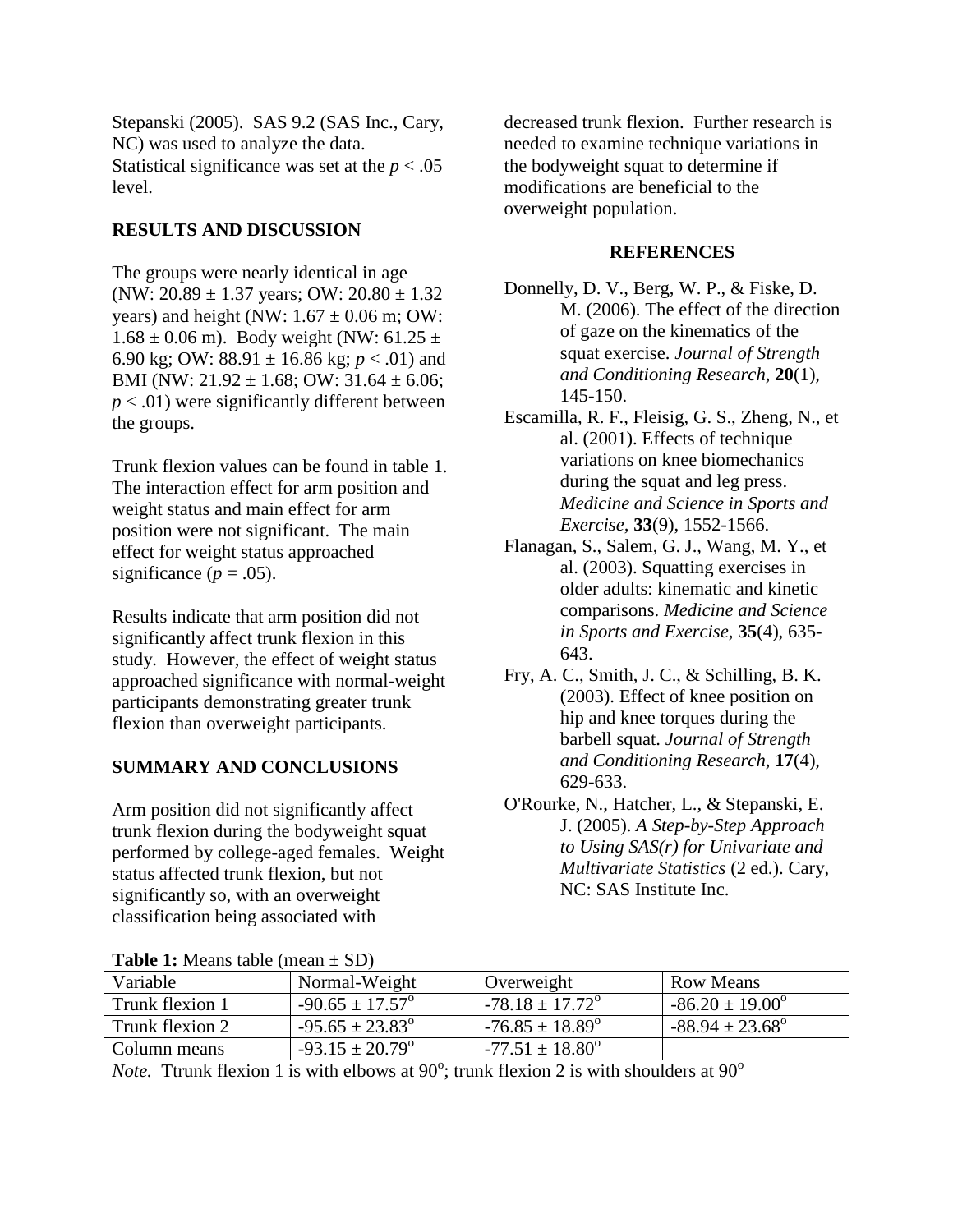Stepanski (2005). SAS 9.2 (SAS Inc., Cary, NC) was used to analyze the data. Statistical significance was set at the $p < .05$ level.

## RESULTS AND DISCUSSION

The groups were nearly identical in age (NW: 20.89 ± 1.37 years; OW: 20.80 ± 1.32 years) and height (NW: 1.67 ± 0.06 m; OW: 1.68 ± 0.06 m). Body weight (NW: 61.25 ± 6.90 kg; OW: 88.91 ± 16.86 kg; $p < .01$) and BMI (NW: 21.92 ± 1.68; OW: 31.64 ± 6.06; $p < .01$) were significantly different between the groups.

Trunk flexion values can be found in table 1. The interaction effect for arm position and weight status and main effect for arm position were not significant. The main effect for weight status approached significance ($p = .05$).

Results indicate that arm position did not significantly affect trunk flexion in this study. However, the effect of weight status approached significance with normal-weight participants demonstrating greater trunk flexion than overweight participants.

## SUMMARY AND CONCLUSIONS

Arm position did not significantly affect trunk flexion during the bodyweight squat performed by college-aged females. Weight status affected trunk flexion, but not significantly so, with an overweight classification being associated with decreased trunk flexion. Further research is needed to examine technique variations in the bodyweight squat to determine if modifications are beneficial to the overweight population.

## REFERENCES

Donnelly, D. V., Berg, W. P., & Fiske, D. M. (2006). The effect of the direction of gaze on the kinematics of the squat exercise. *Journal of Strength and Conditioning Research*, **20**(1), 145-150.

Escamilla, R. F., Fleisig, G. S., Zheng, N., et al. (2001). Effects of technique variations on knee biomechanics during the squat and leg press. *Medicine and Science in Sports and Exercise*, **33**(9), 1552-1566.

Flanagan, S., Salem, G. J., Wang, M. Y., et al. (2003). Squatting exercises in older adults: kinematic and kinetic comparisons. *Medicine and Science in Sports and Exercise*, **35**(4), 635-643.

Fry, A. C., Smith, J. C., & Schilling, B. K. (2003). Effect of knee position on hip and knee torques during the barbell squat. *Journal of Strength and Conditioning Research*, **17**(4), 629-633.

O'Rourke, N., Hatcher, L., & Stepanski, E. J. (2005). *A Step-by-Step Approach to Using SAS(r) for Univariate and Multivariate Statistics* (2 ed.). Cary, NC: SAS Institute Inc.

**Table 1:** Means table (mean ± SD)

| Variable | Normal-Weight | Overweight | Row Means |
|---|---|---|---|
| Trunk flexion 1 | -90.65 ± 17.57° | -78.18 ± 17.72° | -86.20 ± 19.00° |
| Trunk flexion 2 | -95.65 ± 23.83° | -76.85 ± 18.89° | -88.94 ± 23.68° |
| Column means | -93.15 ± 20.79° | -77.51 ± 18.80° | |

*Note.* Ttrunk flexion 1 is with elbows at 90°; trunk flexion 2 is with shoulders at 90°